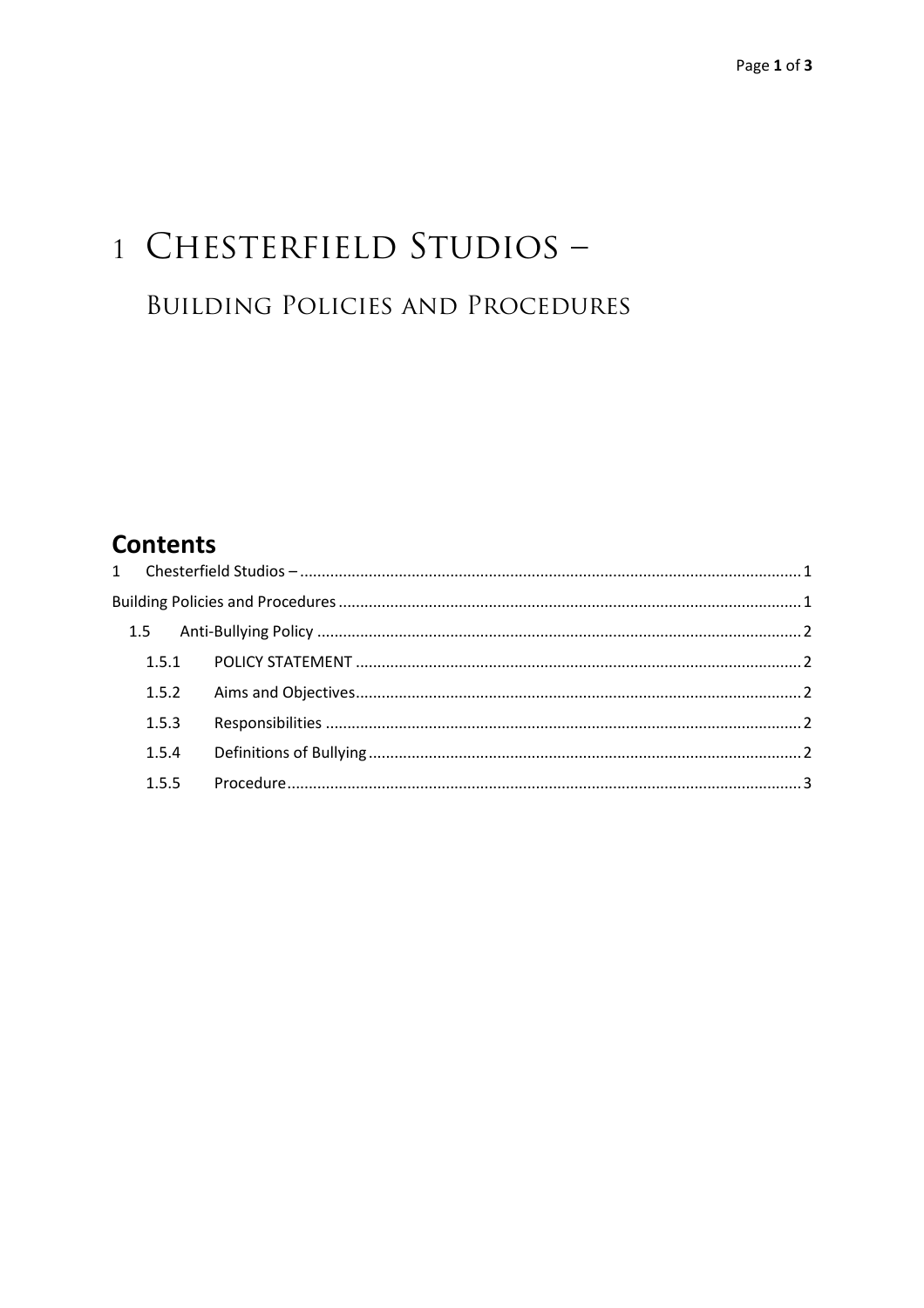# 1 Chesterfield Studios –

## Building Policies and Procedures

## Contents

1 Chesterfield Studios – ........................................................................................................ 1

Building Policies and Procedures ........................................................................................ 1

1.5 Anti-Bullying Policy ....................................................................................................... 2

1.5.1 POLICY STATEMENT ............................................................................................... 2

1.5.2 Aims and Objectives ................................................................................................ 2

1.5.3 Responsibilities ....................................................................................................... 2

1.5.4 Definitions of Bullying .............................................................................................. 2

1.5.5 Procedure ............................................................................................................... 3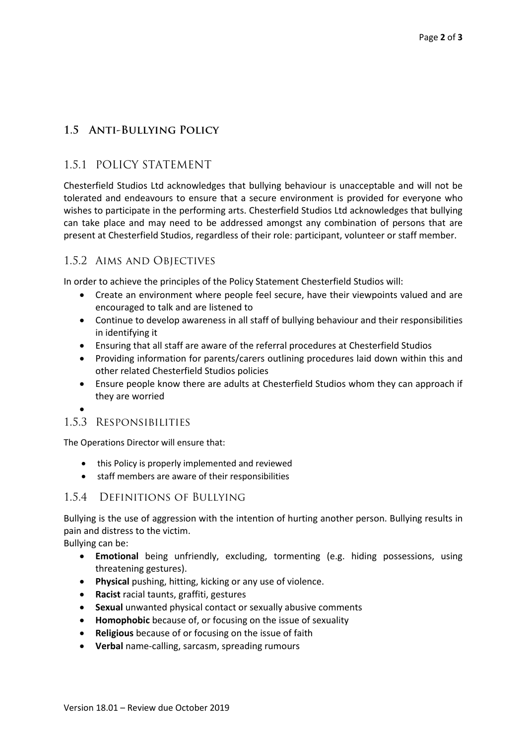## 1.5 Anti-Bullying Policy

### 1.5.1 POLICY STATEMENT

Chesterfield Studios Ltd acknowledges that bullying behaviour is unacceptable and will not be tolerated and endeavours to ensure that a secure environment is provided for everyone who wishes to participate in the performing arts. Chesterfield Studios Ltd acknowledges that bullying can take place and may need to be addressed amongst any combination of persons that are present at Chesterfield Studios, regardless of their role: participant, volunteer or staff member.

### 1.5.2 Aims and Objectives

In order to achieve the principles of the Policy Statement Chesterfield Studios will:

- Create an environment where people feel secure, have their viewpoints valued and are encouraged to talk and are listened to
- Continue to develop awareness in all staff of bullying behaviour and their responsibilities in identifying it
- Ensuring that all staff are aware of the referral procedures at Chesterfield Studios
- Providing information for parents/carers outlining procedures laid down within this and other related Chesterfield Studios policies
- Ensure people know there are adults at Chesterfield Studios whom they can approach if they are worried

### 1.5.3 Responsibilities

The Operations Director will ensure that:

- this Policy is properly implemented and reviewed
- staff members are aware of their responsibilities

### 1.5.4 Definitions of Bullying

Bullying is the use of aggression with the intention of hurting another person. Bullying results in pain and distress to the victim.

Bullying can be:

- **Emotional** being unfriendly, excluding, tormenting (e.g. hiding possessions, using threatening gestures).
- **Physical** pushing, hitting, kicking or any use of violence.
- **Racist** racial taunts, graffiti, gestures
- **Sexual** unwanted physical contact or sexually abusive comments
- **Homophobic** because of, or focusing on the issue of sexuality
- **Religious** because of or focusing on the issue of faith
- **Verbal** name-calling, sarcasm, spreading rumours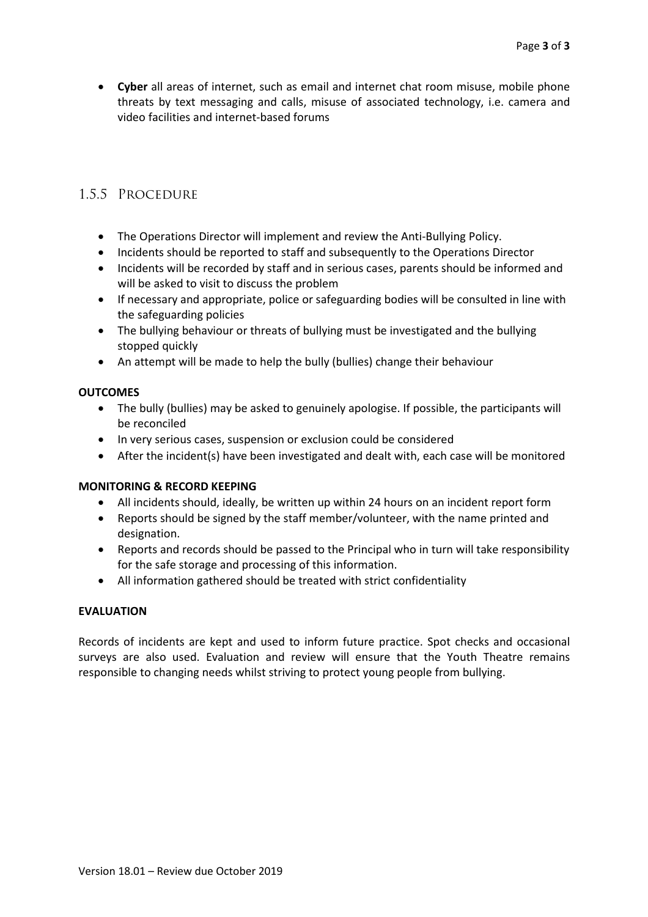- **Cyber** all areas of internet, such as email and internet chat room misuse, mobile phone threats by text messaging and calls, misuse of associated technology, i.e. camera and video facilities and internet-based forums

### 1.5.5 Procedure

- The Operations Director will implement and review the Anti-Bullying Policy.
- Incidents should be reported to staff and subsequently to the Operations Director
- Incidents will be recorded by staff and in serious cases, parents should be informed and will be asked to visit to discuss the problem
- If necessary and appropriate, police or safeguarding bodies will be consulted in line with the safeguarding policies
- The bullying behaviour or threats of bullying must be investigated and the bullying stopped quickly
- An attempt will be made to help the bully (bullies) change their behaviour

**OUTCOMES**

- The bully (bullies) may be asked to genuinely apologise. If possible, the participants will be reconciled
- In very serious cases, suspension or exclusion could be considered
- After the incident(s) have been investigated and dealt with, each case will be monitored

**MONITORING & RECORD KEEPING**

- All incidents should, ideally, be written up within 24 hours on an incident report form
- Reports should be signed by the staff member/volunteer, with the name printed and designation.
- Reports and records should be passed to the Principal who in turn will take responsibility for the safe storage and processing of this information.
- All information gathered should be treated with strict confidentiality

**EVALUATION**

Records of incidents are kept and used to inform future practice. Spot checks and occasional surveys are also used. Evaluation and review will ensure that the Youth Theatre remains responsible to changing needs whilst striving to protect young people from bullying.

Version 18.01 – Review due October 2019